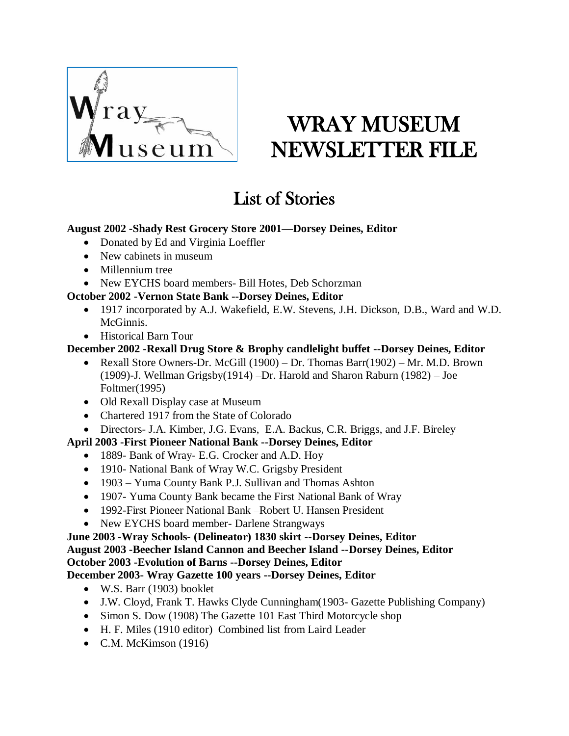# WRAY MUSEUM NEWSLETTER FILE

## List of Stories

**August 2002 -Shady Rest Grocery Store 2001—Dorsey Deines, Editor**

- Donated by Ed and Virginia Loeffler
- New cabinets in museum
- Millennium tree
- New EYCHS board members- Bill Hotes, Deb Schorzman

**October 2002 -Vernon State Bank --Dorsey Deines, Editor**

- 1917 incorporated by A.J. Wakefield, E.W. Stevens, J.H. Dickson, D.B., Ward and W.D. McGinnis.
- Historical Barn Tour

**December 2002 -Rexall Drug Store & Brophy candlelight buffet --Dorsey Deines, Editor**

- Rexall Store Owners-Dr. McGill (1900) – Dr. Thomas Barr(1902) – Mr. M.D. Brown (1909)-J. Wellman Grigsby(1914) –Dr. Harold and Sharon Raburn (1982) – Joe Foltmer(1995)
- Old Rexall Display case at Museum
- Chartered 1917 from the State of Colorado
- Directors- J.A. Kimber, J.G. Evans, E.A. Backus, C.R. Briggs, and J.F. Bireley

**April 2003 -First Pioneer National Bank --Dorsey Deines, Editor**

- 1889- Bank of Wray- E.G. Crocker and A.D. Hoy
- 1910- National Bank of Wray W.C. Grigsby President
- 1903 – Yuma County Bank P.J. Sullivan and Thomas Ashton
- 1907- Yuma County Bank became the First National Bank of Wray
- 1992-First Pioneer National Bank –Robert U. Hansen President
- New EYCHS board member- Darlene Strangways

**June 2003 -Wray Schools- (Delineator) 1830 skirt --Dorsey Deines, Editor**

**August 2003 -Beecher Island Cannon and Beecher Island --Dorsey Deines, Editor**

**October 2003 -Evolution of Barns --Dorsey Deines, Editor**

**December 2003- Wray Gazette 100 years --Dorsey Deines, Editor**

- W.S. Barr (1903) booklet
- J.W. Cloyd, Frank T. Hawks Clyde Cunningham(1903- Gazette Publishing Company)
- Simon S. Dow (1908) The Gazette 101 East Third Motorcycle shop
- H. F. Miles (1910 editor) Combined list from Laird Leader
- C.M. McKimson (1916)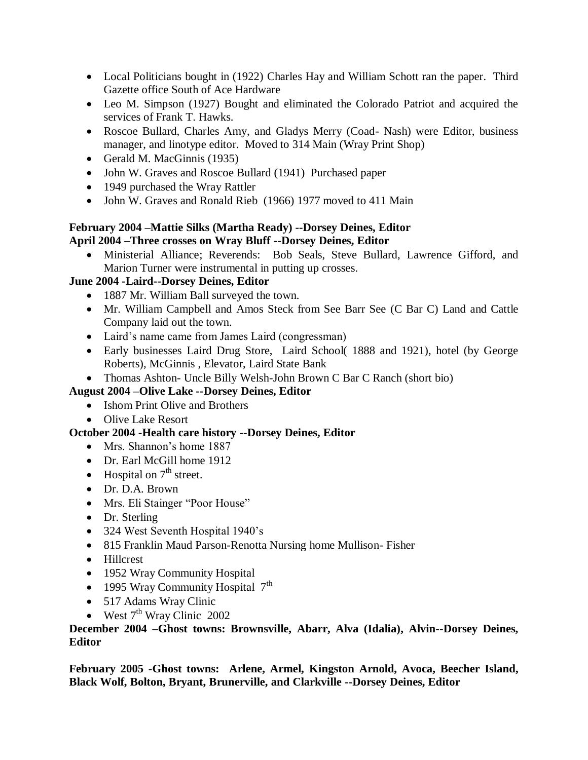- Local Politicians bought in (1922) Charles Hay and William Schott ran the paper. Third Gazette office South of Ace Hardware
- Leo M. Simpson (1927) Bought and eliminated the Colorado Patriot and acquired the services of Frank T. Hawks.
- Roscoe Bullard, Charles Amy, and Gladys Merry (Coad- Nash) were Editor, business manager, and linotype editor. Moved to 314 Main (Wray Print Shop)
- Gerald M. MacGinnis (1935)
- John W. Graves and Roscoe Bullard (1941) Purchased paper
- 1949 purchased the Wray Rattler
- John W. Graves and Ronald Rieb (1966) 1977 moved to 411 Main

**February 2004 –Mattie Silks (Martha Ready) --Dorsey Deines, Editor**

**April 2004 –Three crosses on Wray Bluff --Dorsey Deines, Editor**

- Ministerial Alliance; Reverends: Bob Seals, Steve Bullard, Lawrence Gifford, and Marion Turner were instrumental in putting up crosses.

**June 2004 -Laird--Dorsey Deines, Editor**

- 1887 Mr. William Ball surveyed the town.
- Mr. William Campbell and Amos Steck from See Barr See (C Bar C) Land and Cattle Company laid out the town.
- Laird's name came from James Laird (congressman)
- Early businesses Laird Drug Store, Laird School( 1888 and 1921), hotel (by George Roberts), McGinnis , Elevator, Laird State Bank
- Thomas Ashton- Uncle Billy Welsh-John Brown C Bar C Ranch (short bio)

**August 2004 –Olive Lake --Dorsey Deines, Editor**

- Ishom Print Olive and Brothers
- Olive Lake Resort

**October 2004 -Health care history --Dorsey Deines, Editor**

- Mrs. Shannon's home 1887
- Dr. Earl McGill home 1912
- Hospital on 7th street.
- Dr. D.A. Brown
- Mrs. Eli Stainger "Poor House"
- Dr. Sterling
- 324 West Seventh Hospital 1940's
- 815 Franklin Maud Parson-Renotta Nursing home Mullison- Fisher
- Hillcrest
- 1952 Wray Community Hospital
- 1995 Wray Community Hospital 7th
- 517 Adams Wray Clinic
- West 7th Wray Clinic 2002

**December 2004 –Ghost towns: Brownsville, Abarr, Alva (Idalia), Alvin--Dorsey Deines, Editor**

**February 2005 -Ghost towns: Arlene, Armel, Kingston Arnold, Avoca, Beecher Island, Black Wolf, Bolton, Bryant, Brunerville, and Clarkville --Dorsey Deines, Editor**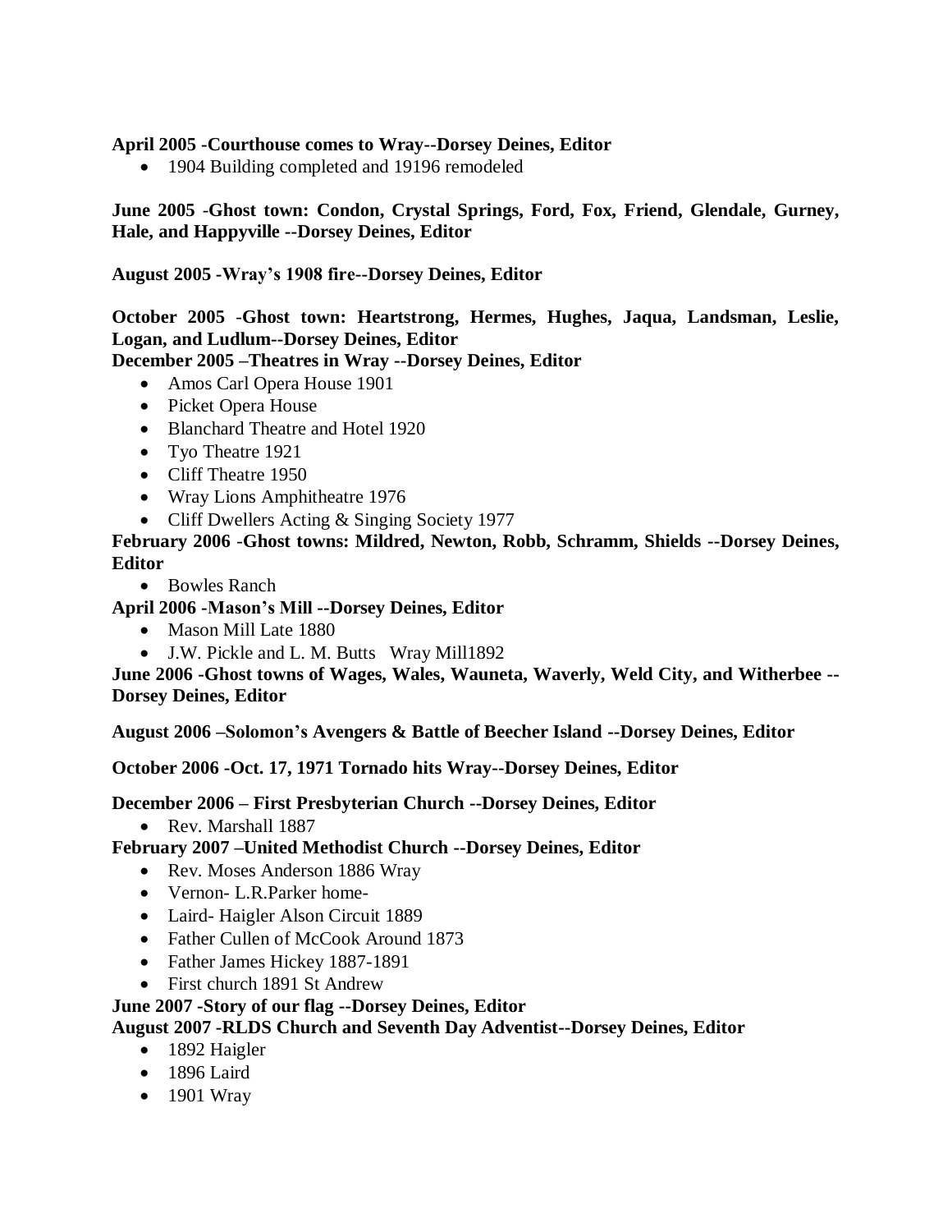**April 2005 -Courthouse comes to Wray--Dorsey Deines, Editor**

- 1904 Building completed and 19196 remodeled

**June 2005 -Ghost town: Condon, Crystal Springs, Ford, Fox, Friend, Glendale, Gurney, Hale, and Happyville --Dorsey Deines, Editor**

**August 2005 -Wray's 1908 fire--Dorsey Deines, Editor**

**October 2005 -Ghost town: Heartstrong, Hermes, Hughes, Jaqua, Landsman, Leslie, Logan, and Ludlum--Dorsey Deines, Editor**

**December 2005 –Theatres in Wray --Dorsey Deines, Editor**

- Amos Carl Opera House 1901
- Picket Opera House
- Blanchard Theatre and Hotel 1920
- Tyo Theatre 1921
- Cliff Theatre 1950
- Wray Lions Amphitheatre 1976
- Cliff Dwellers Acting & Singing Society 1977

**February 2006 -Ghost towns: Mildred, Newton, Robb, Schramm, Shields --Dorsey Deines, Editor**

- Bowles Ranch

**April 2006 -Mason's Mill --Dorsey Deines, Editor**

- Mason Mill Late 1880
- J.W. Pickle and L. M. Butts Wray Mill1892

**June 2006 -Ghost towns of Wages, Wales, Wauneta, Waverly, Weld City, and Witherbee --Dorsey Deines, Editor**

**August 2006 –Solomon's Avengers & Battle of Beecher Island --Dorsey Deines, Editor**

**October 2006 -Oct. 17, 1971 Tornado hits Wray--Dorsey Deines, Editor**

**December 2006 – First Presbyterian Church --Dorsey Deines, Editor**

- Rev. Marshall 1887

**February 2007 –United Methodist Church --Dorsey Deines, Editor**

- Rev. Moses Anderson 1886 Wray
- Vernon- L.R.Parker home-
- Laird- Haigler Alson Circuit 1889
- Father Cullen of McCook Around 1873
- Father James Hickey 1887-1891
- First church 1891 St Andrew

**June 2007 -Story of our flag --Dorsey Deines, Editor**

**August 2007 -RLDS Church and Seventh Day Adventist--Dorsey Deines, Editor**

- 1892 Haigler
- 1896 Laird
- 1901 Wray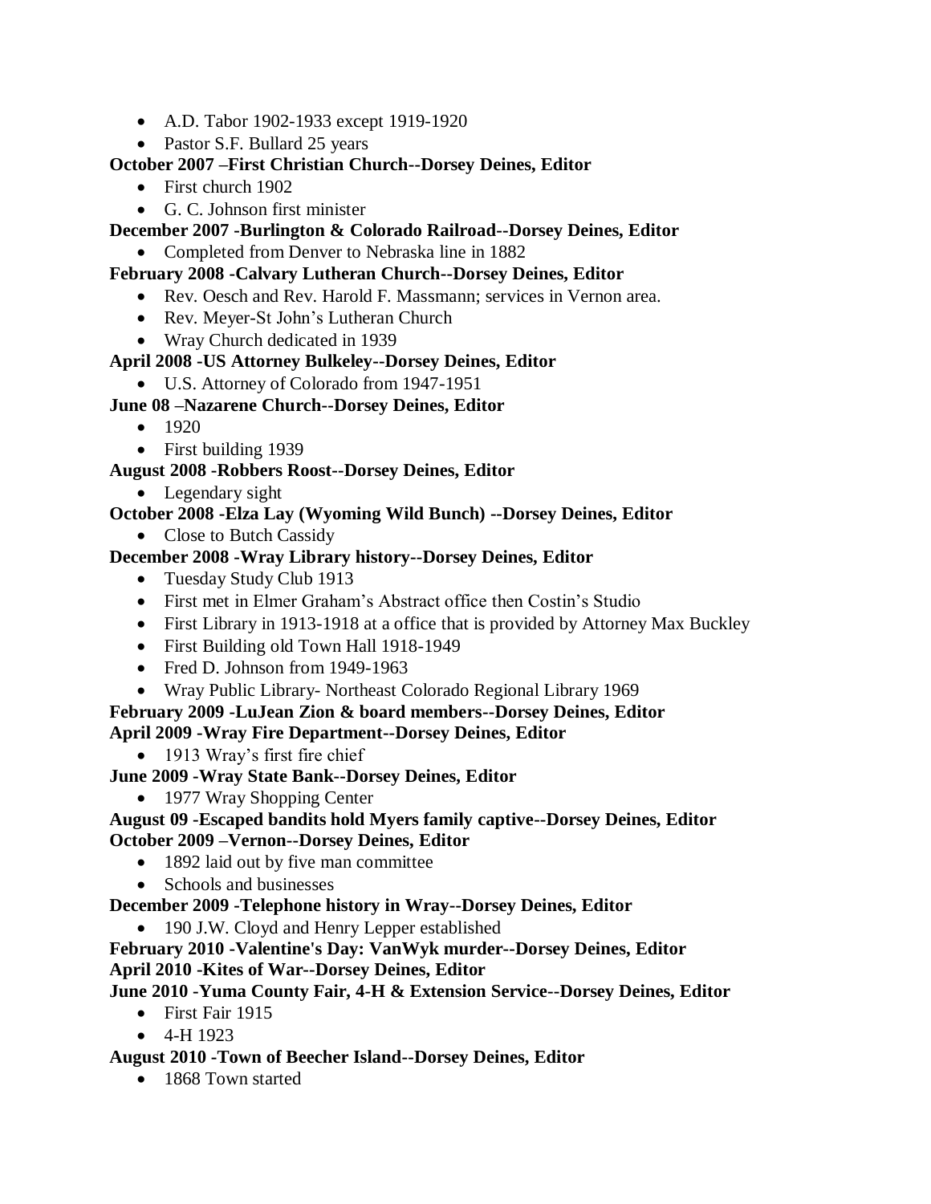- A.D. Tabor 1902-1933 except 1919-1920
- Pastor S.F. Bullard 25 years

**October 2007 –First Christian Church--Dorsey Deines, Editor**

- First church 1902
- G. C. Johnson first minister

**December 2007 -Burlington & Colorado Railroad--Dorsey Deines, Editor**

- Completed from Denver to Nebraska line in 1882

**February 2008 -Calvary Lutheran Church--Dorsey Deines, Editor**

- Rev. Oesch and Rev. Harold F. Massmann; services in Vernon area.
- Rev. Meyer-St John's Lutheran Church
- Wray Church dedicated in 1939

**April 2008 -US Attorney Bulkeley--Dorsey Deines, Editor**

- U.S. Attorney of Colorado from 1947-1951

**June 08 –Nazarene Church--Dorsey Deines, Editor**

- 1920
- First building 1939

**August 2008 -Robbers Roost--Dorsey Deines, Editor**

- Legendary sight

**October 2008 -Elza Lay (Wyoming Wild Bunch) --Dorsey Deines, Editor**

- Close to Butch Cassidy

**December 2008 -Wray Library history--Dorsey Deines, Editor**

- Tuesday Study Club 1913
- First met in Elmer Graham's Abstract office then Costin's Studio
- First Library in 1913-1918 at a office that is provided by Attorney Max Buckley
- First Building old Town Hall 1918-1949
- Fred D. Johnson from 1949-1963
- Wray Public Library- Northeast Colorado Regional Library 1969

**February 2009 -LuJean Zion & board members--Dorsey Deines, Editor**

**April 2009 -Wray Fire Department--Dorsey Deines, Editor**

- 1913 Wray's first fire chief

**June 2009 -Wray State Bank--Dorsey Deines, Editor**

- 1977 Wray Shopping Center

**August 09 -Escaped bandits hold Myers family captive--Dorsey Deines, Editor**

**October 2009 –Vernon--Dorsey Deines, Editor**

- 1892 laid out by five man committee
- Schools and businesses

**December 2009 -Telephone history in Wray--Dorsey Deines, Editor**

- 190 J.W. Cloyd and Henry Lepper established

**February 2010 -Valentine's Day: VanWyk murder--Dorsey Deines, Editor**

**April 2010 -Kites of War--Dorsey Deines, Editor**

**June 2010 -Yuma County Fair, 4-H & Extension Service--Dorsey Deines, Editor**

- First Fair 1915
- 4-H 1923

**August 2010 -Town of Beecher Island--Dorsey Deines, Editor**

- 1868 Town started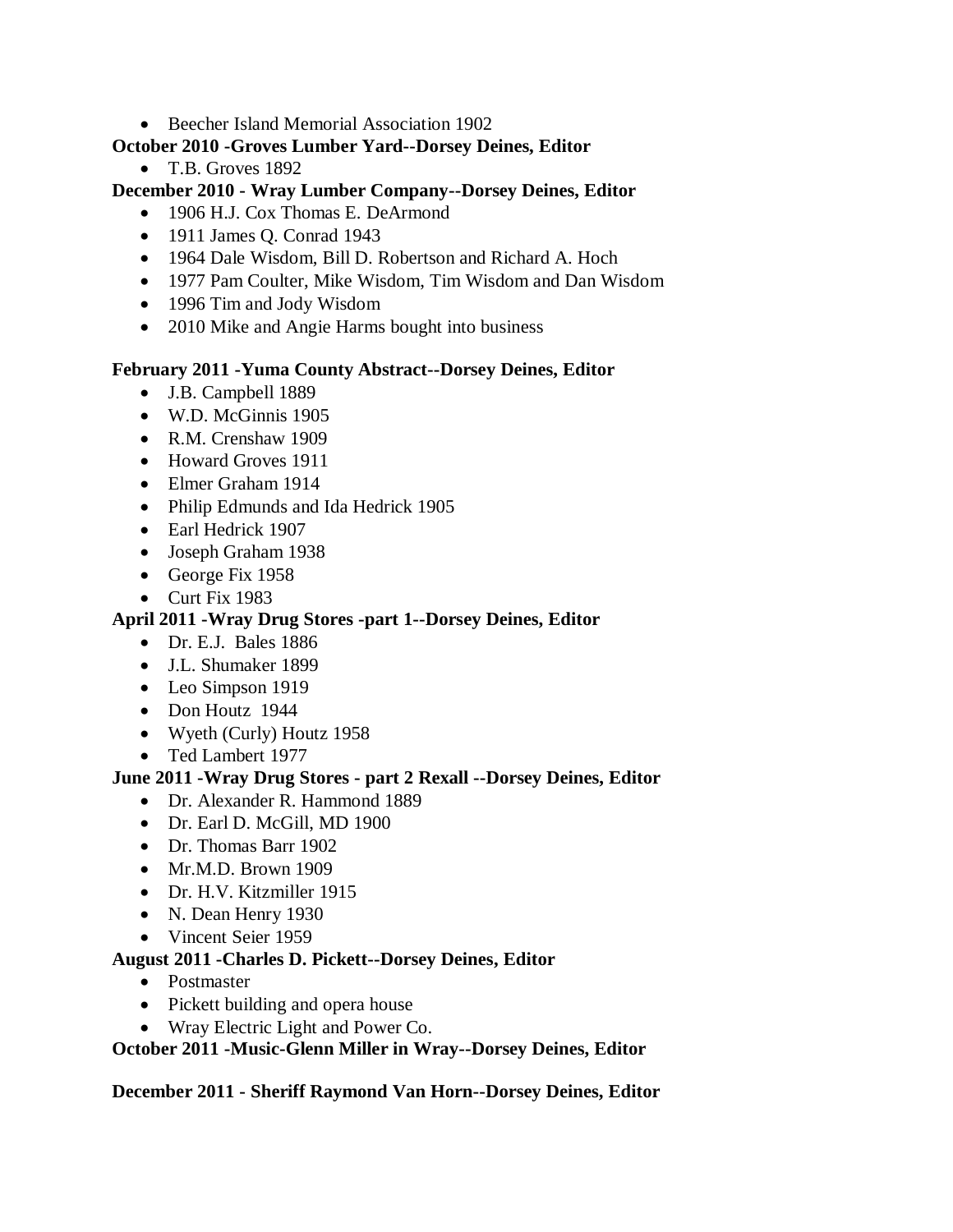- Beecher Island Memorial Association 1902

**October 2010 -Groves Lumber Yard--Dorsey Deines, Editor**

- T.B. Groves 1892

**December 2010 - Wray Lumber Company--Dorsey Deines, Editor**

- 1906 H.J. Cox Thomas E. DeArmond
- 1911 James Q. Conrad 1943
- 1964 Dale Wisdom, Bill D. Robertson and Richard A. Hoch
- 1977 Pam Coulter, Mike Wisdom, Tim Wisdom and Dan Wisdom
- 1996 Tim and Jody Wisdom
- 2010 Mike and Angie Harms bought into business

**February 2011 -Yuma County Abstract--Dorsey Deines, Editor**

- J.B. Campbell 1889
- W.D. McGinnis 1905
- R.M. Crenshaw 1909
- Howard Groves 1911
- Elmer Graham 1914
- Philip Edmunds and Ida Hedrick 1905
- Earl Hedrick 1907
- Joseph Graham 1938
- George Fix 1958
- Curt Fix 1983

**April 2011 -Wray Drug Stores -part 1--Dorsey Deines, Editor**

- Dr. E.J. Bales 1886
- J.L. Shumaker 1899
- Leo Simpson 1919
- Don Houtz 1944
- Wyeth (Curly) Houtz 1958
- Ted Lambert 1977

**June 2011 -Wray Drug Stores - part 2 Rexall --Dorsey Deines, Editor**

- Dr. Alexander R. Hammond 1889
- Dr. Earl D. McGill, MD 1900
- Dr. Thomas Barr 1902
- Mr.M.D. Brown 1909
- Dr. H.V. Kitzmiller 1915
- N. Dean Henry 1930
- Vincent Seier 1959

**August 2011 -Charles D. Pickett--Dorsey Deines, Editor**

- Postmaster
- Pickett building and opera house
- Wray Electric Light and Power Co.

**October 2011 -Music-Glenn Miller in Wray--Dorsey Deines, Editor**

**December 2011 - Sheriff Raymond Van Horn--Dorsey Deines, Editor**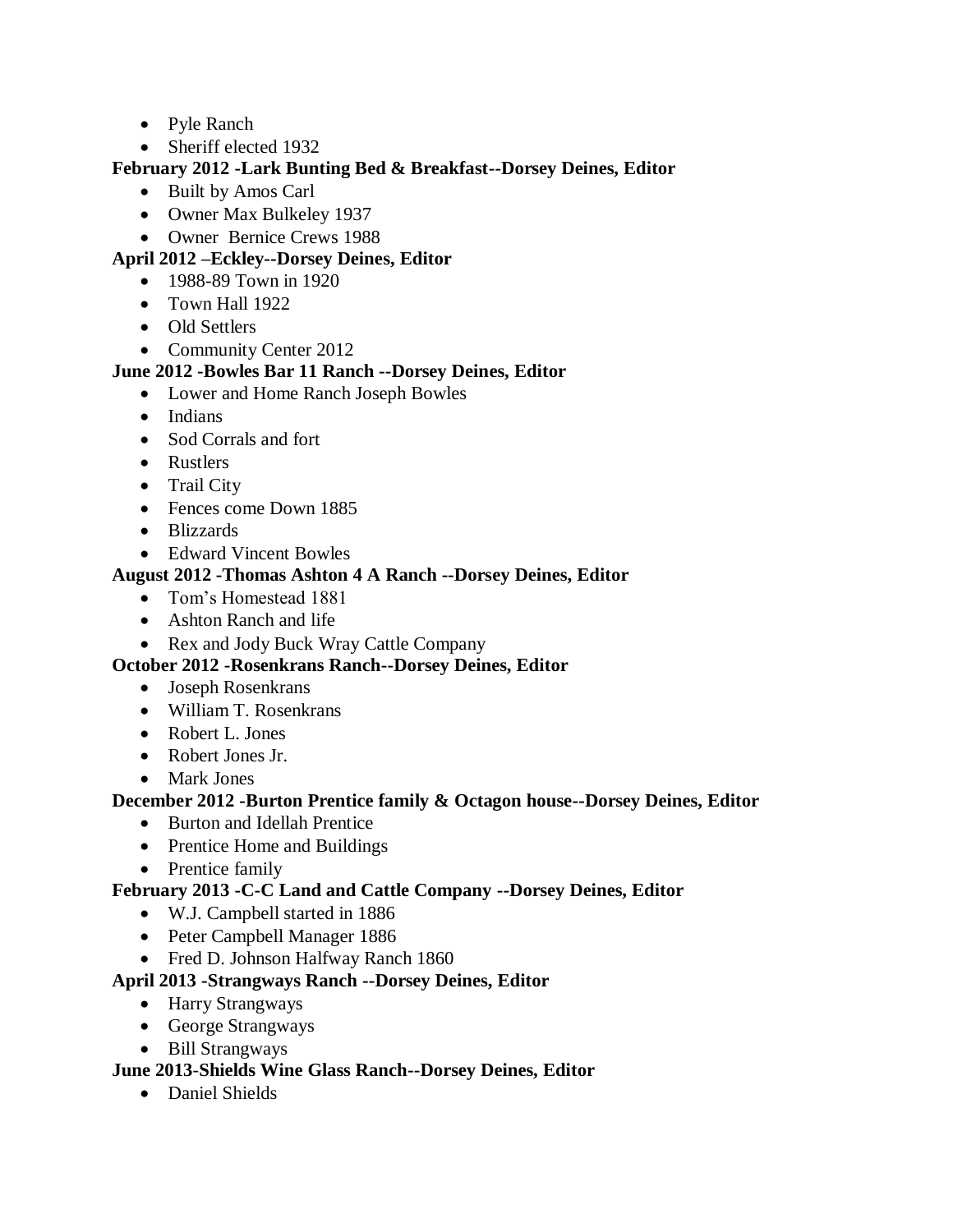- Pyle Ranch
- Sheriff elected 1932

**February 2012 -Lark Bunting Bed & Breakfast--Dorsey Deines, Editor**

- Built by Amos Carl
- Owner Max Bulkeley 1937
- Owner Bernice Crews 1988

**April 2012 –Eckley--Dorsey Deines, Editor**

- 1988-89 Town in 1920
- Town Hall 1922
- Old Settlers
- Community Center 2012

**June 2012 -Bowles Bar 11 Ranch --Dorsey Deines, Editor**

- Lower and Home Ranch Joseph Bowles
- Indians
- Sod Corrals and fort
- Rustlers
- Trail City
- Fences come Down 1885
- Blizzards
- Edward Vincent Bowles

**August 2012 -Thomas Ashton 4 A Ranch --Dorsey Deines, Editor**

- Tom's Homestead 1881
- Ashton Ranch and life
- Rex and Jody Buck Wray Cattle Company

**October 2012 -Rosenkrans Ranch--Dorsey Deines, Editor**

- Joseph Rosenkrans
- William T. Rosenkrans
- Robert L. Jones
- Robert Jones Jr.
- Mark Jones

**December 2012 -Burton Prentice family & Octagon house--Dorsey Deines, Editor**

- Burton and Idellah Prentice
- Prentice Home and Buildings
- Prentice family

**February 2013 -C-C Land and Cattle Company --Dorsey Deines, Editor**

- W.J. Campbell started in 1886
- Peter Campbell Manager 1886
- Fred D. Johnson Halfway Ranch 1860

**April 2013 -Strangways Ranch --Dorsey Deines, Editor**

- Harry Strangways
- George Strangways
- Bill Strangways

**June 2013-Shields Wine Glass Ranch--Dorsey Deines, Editor**

- Daniel Shields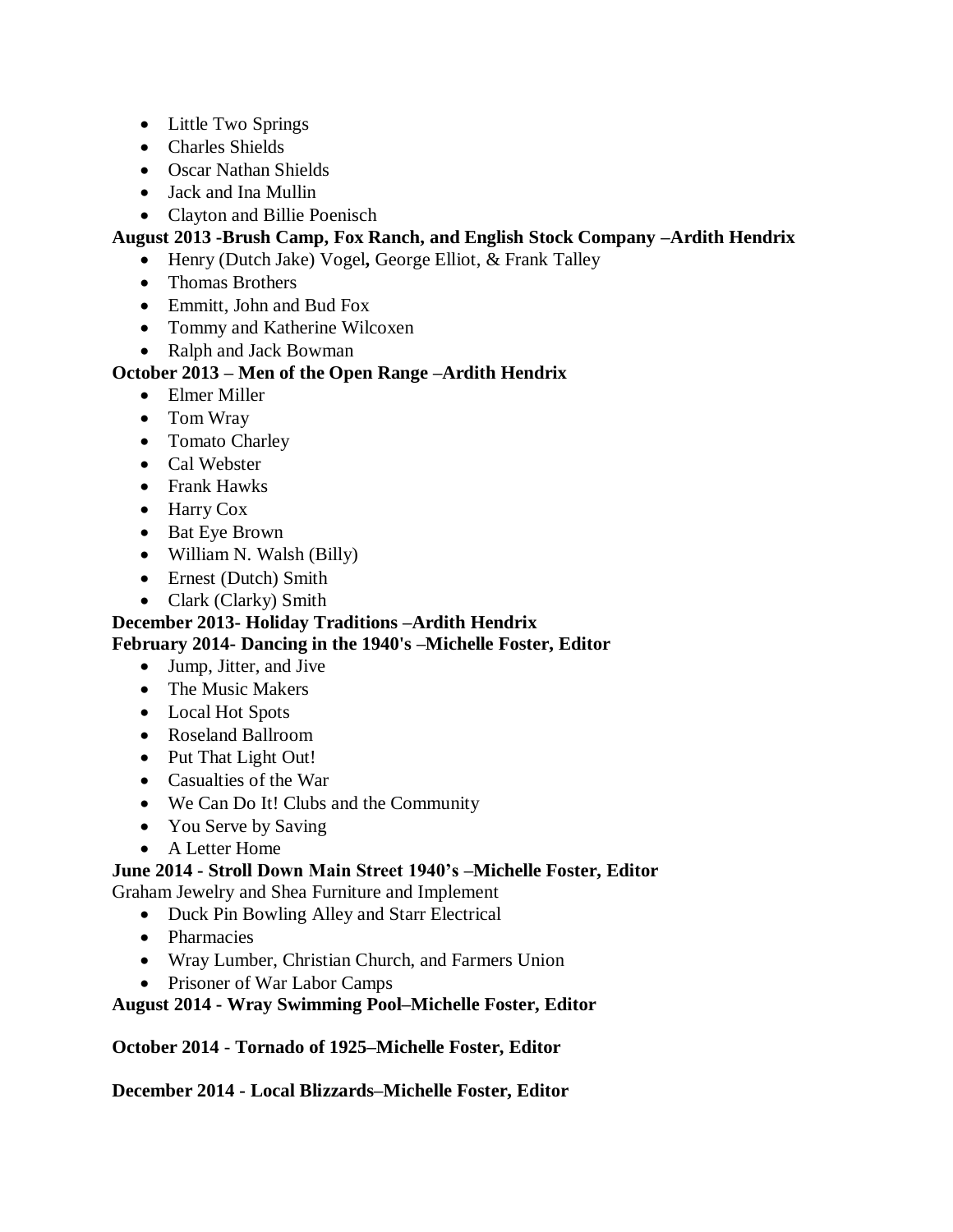- Little Two Springs
- Charles Shields
- Oscar Nathan Shields
- Jack and Ina Mullin
- Clayton and Billie Poenisch

**August 2013 -Brush Camp, Fox Ranch, and English Stock Company –Ardith Hendrix**

- Henry (Dutch Jake) Vogel**,** George Elliot, & Frank Talley
- Thomas Brothers
- Emmitt, John and Bud Fox
- Tommy and Katherine Wilcoxen
- Ralph and Jack Bowman

**October 2013 – Men of the Open Range –Ardith Hendrix**

- Elmer Miller
- Tom Wray
- Tomato Charley
- Cal Webster
- Frank Hawks
- Harry Cox
- Bat Eye Brown
- William N. Walsh (Billy)
- Ernest (Dutch) Smith
- Clark (Clarky) Smith

**December 2013- Holiday Traditions –Ardith Hendrix**

**February 2014- Dancing in the 1940's –Michelle Foster, Editor**

- Jump, Jitter, and Jive
- The Music Makers
- Local Hot Spots
- Roseland Ballroom
- Put That Light Out!
- Casualties of the War
- We Can Do It! Clubs and the Community
- You Serve by Saving
- A Letter Home

**June 2014 - Stroll Down Main Street 1940's –Michelle Foster, Editor**

Graham Jewelry and Shea Furniture and Implement

- Duck Pin Bowling Alley and Starr Electrical
- Pharmacies
- Wray Lumber, Christian Church, and Farmers Union
- Prisoner of War Labor Camps

**August 2014 - Wray Swimming Pool–Michelle Foster, Editor**

**October 2014 - Tornado of 1925–Michelle Foster, Editor**

**December 2014 - Local Blizzards–Michelle Foster, Editor**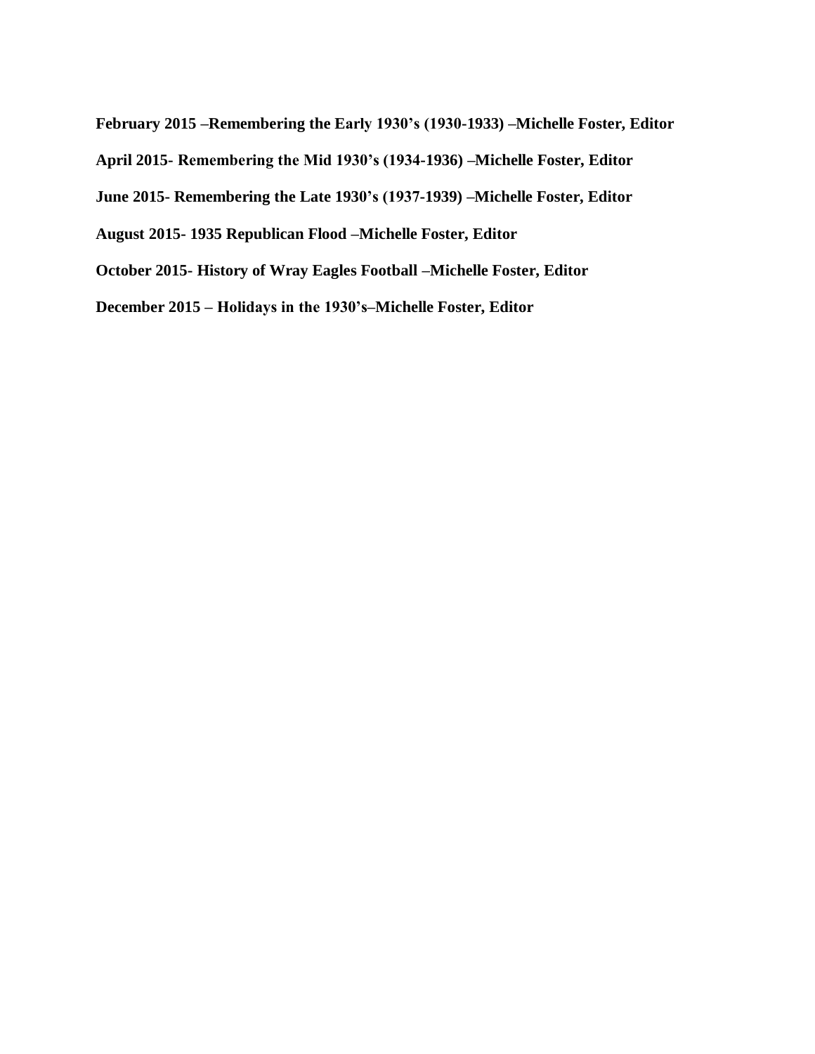**February 2015 –Remembering the Early 1930's (1930-1933) –Michelle Foster, Editor**

**April 2015- Remembering the Mid 1930's (1934-1936) –Michelle Foster, Editor**

**June 2015- Remembering the Late 1930's (1937-1939) –Michelle Foster, Editor**

**August 2015- 1935 Republican Flood –Michelle Foster, Editor**

**October 2015- History of Wray Eagles Football –Michelle Foster, Editor**

**December 2015 – Holidays in the 1930's–Michelle Foster, Editor**